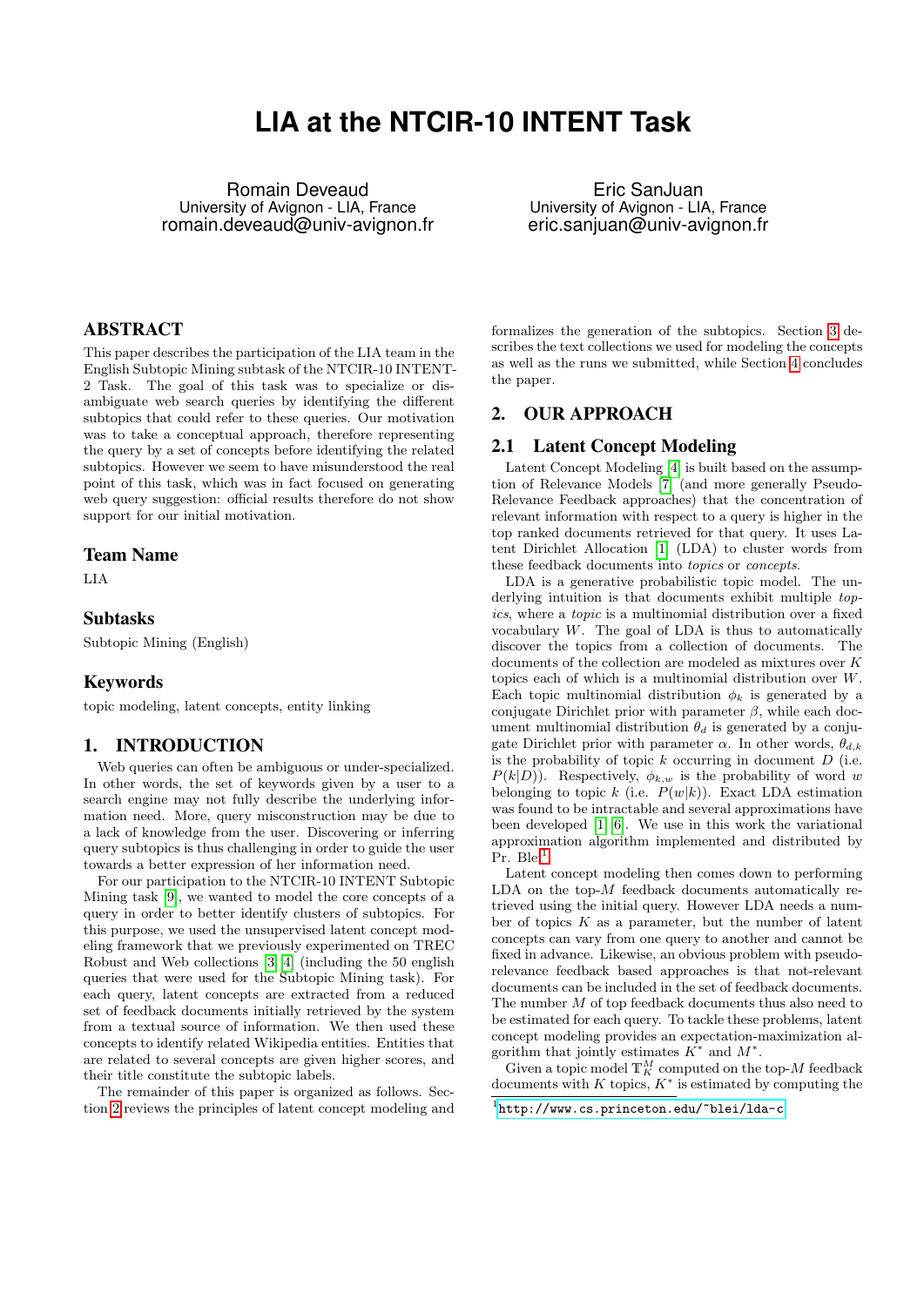# LIA at the NTCIR-10 INTENT Task

Romain Deveaud
University of Avignon - LIA, France
romain.deveaud@univ-avignon.fr

Eric SanJuan
University of Avignon - LIA, France
eric.sanjuan@univ-avignon.fr

## ABSTRACT

This paper describes the participation of the LIA team in the English Subtopic Mining subtask of the NTCIR-10 INTENT-2 Task. The goal of this task was to specialize or disambiguate web search queries by identifying the different subtopics that could refer to these queries. Our motivation was to take a conceptual approach, therefore representing the query by a set of concepts before identifying the related subtopics. However we seem to have misunderstood the real point of this task, which was in fact focused on generating web query suggestion: official results therefore do not show support for our initial motivation.

## Team Name

LIA

## Subtasks

Subtopic Mining (English)

## Keywords

topic modeling, latent concepts, entity linking

## 1. INTRODUCTION

Web queries can often be ambiguous or under-specialized. In other words, the set of keywords given by a user to a search engine may not fully describe the underlying information need. More, query misconstruction may be due to a lack of knowledge from the user. Discovering or inferring query subtopics is thus challenging in order to guide the user towards a better expression of her information need.

For our participation to the NTCIR-10 INTENT Subtopic Mining task [9], we wanted to model the core concepts of a query in order to better identify clusters of subtopics. For this purpose, we used the unsupervised latent concept modeling framework that we previously experimented on TREC Robust and Web collections [3, 4] (including the 50 english queries that were used for the Subtopic Mining task). For each query, latent concepts are extracted from a reduced set of feedback documents initially retrieved by the system from a textual source of information. We then used these concepts to identify related Wikipedia entities. Entities that are related to several concepts are given higher scores, and their title constitute the subtopic labels.

The remainder of this paper is organized as follows. Section 2 reviews the principles of latent concept modeling and formalizes the generation of the subtopics. Section 3 describes the text collections we used for modeling the concepts as well as the runs we submitted, while Section 4 concludes the paper.

## 2. OUR APPROACH

### 2.1 Latent Concept Modeling

Latent Concept Modeling [4] is built based on the assumption of Relevance Models [7] (and more generally Pseudo-Relevance Feedback approaches) that the concentration of relevant information with respect to a query is higher in the top ranked documents retrieved for that query. It uses Latent Dirichlet Allocation [1] (LDA) to cluster words from these feedback documents into *topics* or *concepts*.

LDA is a generative probabilistic topic model. The underlying intuition is that documents exhibit multiple *topics*, where a *topic* is a multinomial distribution over a fixed vocabulary $W$. The goal of LDA is thus to automatically discover the topics from a collection of documents. The documents of the collection are modeled as mixtures over $K$ topics each of which is a multinomial distribution over $W$. Each topic multinomial distribution $\phi_k$ is generated by a conjugate Dirichlet prior with parameter $\beta$, while each document multinomial distribution $\theta_d$ is generated by a conjugate Dirichlet prior with parameter $\alpha$. In other words, $\theta_{d,k}$ is the probability of topic $k$ occurring in document $D$ (i.e. $P(k|D)$). Respectively, $\phi_{k,w}$ is the probability of word $w$ belonging to topic $k$ (i.e. $P(w|k)$). Exact LDA estimation was found to be intractable and several approximations have been developed [1, 6]. We use in this work the variational approximation algorithm implemented and distributed by Pr. Blei[1].

Latent concept modeling then comes down to performing LDA on the top-$M$ feedback documents automatically retrieved using the initial query. However LDA needs a number of topics $K$ as a parameter, but the number of latent concepts can vary from one query to another and cannot be fixed in advance. Likewise, an obvious problem with pseudo-relevance feedback based approaches is that not-relevant documents can be included in the set of feedback documents. The number $M$ of top feedback documents thus also need to be estimated for each query. To tackle these problems, latent concept modeling provides an expectation-maximization algorithm that jointly estimates $K^*$ and $M^*$.

Given a topic model $\mathbb{T}_K^M$ computed on the top-$M$ feedback documents with $K$ topics, $K^*$ is estimated by computing the

[1] http://www.cs.princeton.edu/~blei/lda-c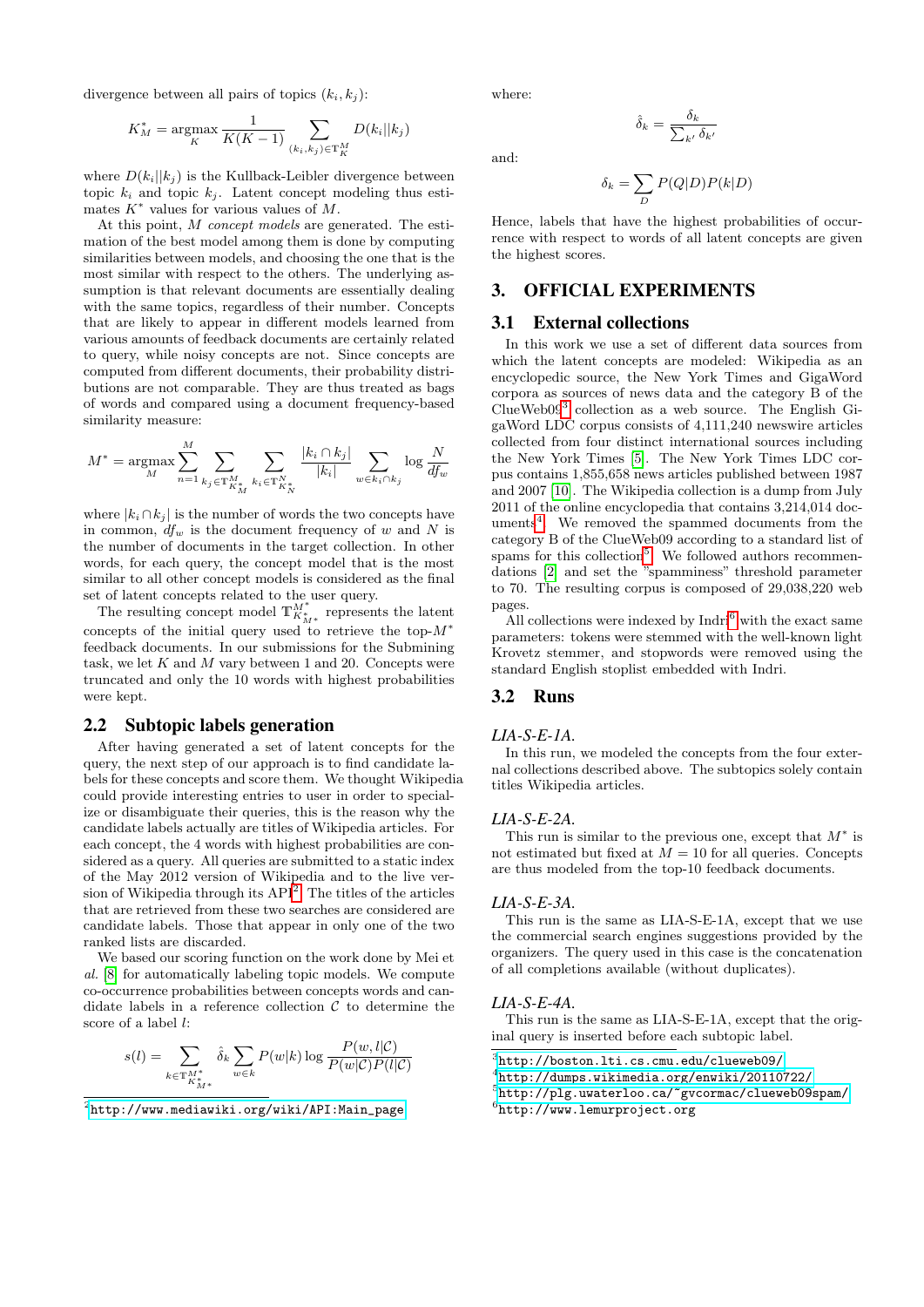divergence between all pairs of topics $(k_i, k_j)$:

$$K_M^* = \operatorname*{argmax}_K \frac{1}{K(K-1)} \sum_{(k_i,k_j)\in \mathbb{T}_K^M} D(k_i||k_j)$$

where $D(k_i||k_j)$ is the Kullback-Leibler divergence between topic $k_i$ and topic $k_j$. Latent concept modeling thus estimates $K^*$ values for various values of $M$.

At this point, $M$ *concept models* are generated. The estimation of the best model among them is done by computing similarities between models, and choosing the one that is the most similar with respect to the others. The underlying assumption is that relevant documents are essentially dealing with the same topics, regardless of their number. Concepts that are likely to appear in different models learned from various amounts of feedback documents are certainly related to query, while noisy concepts are not. Since concepts are computed from different documents, their probability distributions are not comparable. They are thus treated as bags of words and compared using a document frequency-based similarity measure:

$$M^* = \operatorname*{argmax}_M \sum_{n=1}^{M} \sum_{k_j \in \mathbb{T}_{K_M^*}^M} \sum_{k_i \in \mathbb{T}_{K_N^*}^N} \frac{|k_i \cap k_j|}{|k_i|} \sum_{w \in k_i \cap k_j} \log \frac{N}{df_w}$$

where $|k_i \cap k_j|$ is the number of words the two concepts have in common, $df_w$ is the document frequency of $w$ and $N$ is the number of documents in the target collection. In other words, for each query, the concept model that is the most similar to all other concept models is considered as the final set of latent concepts related to the user query.

The resulting concept model $\mathbb{T}_{K_{M^*}^*}^{M^*}$ represents the latent concepts of the initial query used to retrieve the top-$M^*$ feedback documents. In our submissions for the Submining task, we let $K$ and $M$ vary between 1 and 20. Concepts were truncated and only the 10 words with highest probabilities were kept.

## 2.2 Subtopic labels generation

After having generated a set of latent concepts for the query, the next step of our approach is to find candidate labels for these concepts and score them. We thought Wikipedia could provide interesting entries to user in order to specialize or disambiguate their queries, this is the reason why the candidate labels actually are titles of Wikipedia articles. For each concept, the 4 words with highest probabilities are considered as a query. All queries are submitted to a static index of the May 2012 version of Wikipedia and to the live version of Wikipedia through its API[2]. The titles of the articles that are retrieved from these two searches are considered are candidate labels. Those that appear in only one of the two ranked lists are discarded.

We based our scoring function on the work done by Mei et *al.* [8] for automatically labeling topic models. We compute co-occurrence probabilities between concepts words and candidate labels in a reference collection $\mathcal{C}$ to determine the score of a label $l$:

$$s(l) = \sum_{k \in \mathbb{T}_{K_{M^*}^*}^{M^*}} \hat{\delta}_k \sum_{w \in k} P(w|k) \log \frac{P(w, l|\mathcal{C})}{P(w|\mathcal{C})P(l|\mathcal{C})}$$

where:

$$\hat{\delta}_k = \frac{\delta_k}{\sum_{k'} \delta_{k'}}$$

and:

$$\delta_k = \sum_D P(Q|D)P(k|D)$$

Hence, labels that have the highest probabilities of occurrence with respect to words of all latent concepts are given the highest scores.

# 3. OFFICIAL EXPERIMENTS

## 3.1 External collections

In this work we use a set of different data sources from which the latent concepts are modeled: Wikipedia as an encyclopedic source, the New York Times and GigaWord corpora as sources of news data and the category B of the ClueWeb09[3] collection as a web source. The English GigaWord LDC corpus consists of 4,111,240 newswire articles collected from four distinct international sources including the New York Times [5]. The New York Times LDC corpus contains 1,855,658 news articles published between 1987 and 2007 [10]. The Wikipedia collection is a dump from July 2011 of the online encyclopedia that contains 3,214,014 documents[4]. We removed the spammed documents from the category B of the ClueWeb09 according to a standard list of spams for this collection[5]. We followed authors recommendations [2] and set the "spamminess" threshold parameter to 70. The resulting corpus is composed of 29,038,220 web pages.

All collections were indexed by Indri[6] with the exact same parameters: tokens were stemmed with the well-known light Krovetz stemmer, and stopwords were removed using the standard English stoplist embedded with Indri.

## 3.2 Runs

### *LIA-S-E-1A.*

In this run, we modeled the concepts from the four external collections described above. The subtopics solely contain titles Wikipedia articles.

### *LIA-S-E-2A.*

This run is similar to the previous one, except that $M^*$ is not estimated but fixed at $M = 10$ for all queries. Concepts are thus modeled from the top-10 feedback documents.

### *LIA-S-E-3A.*

This run is the same as LIA-S-E-1A, except that we use the commercial search engines suggestions provided by the organizers. The query used in this case is the concatenation of all completions available (without duplicates).

### *LIA-S-E-4A.*

This run is the same as LIA-S-E-1A, except that the original query is inserted before each subtopic label.

---

[2] http://www.mediawiki.org/wiki/API:Main_page

[3] http://boston.lti.cs.cmu.edu/clueweb09/

[4] http://dumps.wikimedia.org/enwiki/20110722/

[5] http://plg.uwaterloo.ca/~gvcormac/clueweb09spam/

[6] http://www.lemurproject.org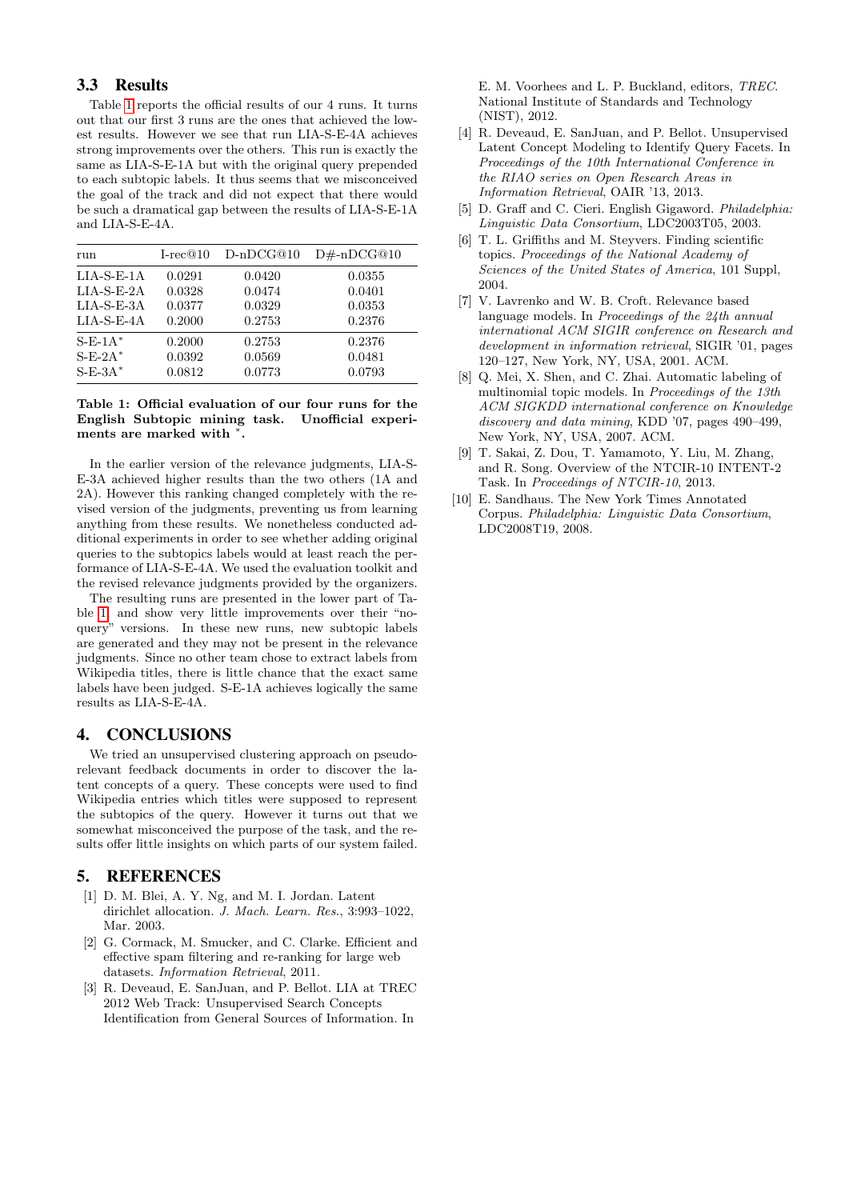### 3.3 Results

Table 1 reports the official results of our 4 runs. It turns out that our first 3 runs are the ones that achieved the lowest results. However we see that run LIA-S-E-4A achieves strong improvements over the others. This run is exactly the same as LIA-S-E-1A but with the original query prepended to each subtopic labels. It thus seems that we misconceived the goal of the track and did not expect that there would be such a dramatical gap between the results of LIA-S-E-1A and LIA-S-E-4A.

| run | I-rec@10 | D-nDCG@10 | D#-nDCG@10 |
|---|---|---|---|
| LIA-S-E-1A | 0.0291 | 0.0420 | 0.0355 |
| LIA-S-E-2A | 0.0328 | 0.0474 | 0.0401 |
| LIA-S-E-3A | 0.0377 | 0.0329 | 0.0353 |
| LIA-S-E-4A | 0.2000 | 0.2753 | 0.2376 |
| S-E-1A* | 0.2000 | 0.2753 | 0.2376 |
| S-E-2A* | 0.0392 | 0.0569 | 0.0481 |
| S-E-3A* | 0.0812 | 0.0773 | 0.0793 |

**Table 1: Official evaluation of our four runs for the English Subtopic mining task. Unofficial experiments are marked with \*.**

In the earlier version of the relevance judgments, LIA-S-E-3A achieved higher results than the two others (1A and 2A). However this ranking changed completely with the revised version of the judgments, preventing us from learning anything from these results. We nonetheless conducted additional experiments in order to see whether adding original queries to the subtopics labels would at least reach the performance of LIA-S-E-4A. We used the evaluation toolkit and the revised relevance judgments provided by the organizers.

The resulting runs are presented in the lower part of Table 1, and show very little improvements over their "no-query" versions. In these new runs, new subtopic labels are generated and they may not be present in the relevance judgments. Since no other team chose to extract labels from Wikipedia titles, there is little chance that the exact same labels have been judged. S-E-1A achieves logically the same results as LIA-S-E-4A.

## 4. CONCLUSIONS

We tried an unsupervised clustering approach on pseudo-relevant feedback documents in order to discover the latent concepts of a query. These concepts were used to find Wikipedia entries which titles were supposed to represent the subtopics of the query. However it turns out that we somewhat misconceived the purpose of the task, and the results offer little insights on which parts of our system failed.

## 5. REFERENCES

[1] D. M. Blei, A. Y. Ng, and M. I. Jordan. Latent dirichlet allocation. *J. Mach. Learn. Res.*, 3:993–1022, Mar. 2003.

[2] G. Cormack, M. Smucker, and C. Clarke. Efficient and effective spam filtering and re-ranking for large web datasets. *Information Retrieval*, 2011.

[3] R. Deveaud, E. SanJuan, and P. Bellot. LIA at TREC 2012 Web Track: Unsupervised Search Concepts Identification from General Sources of Information. In E. M. Voorhees and L. P. Buckland, editors, *TREC*. National Institute of Standards and Technology (NIST), 2012.

[4] R. Deveaud, E. SanJuan, and P. Bellot. Unsupervised Latent Concept Modeling to Identify Query Facets. In *Proceedings of the 10th International Conference in the RIAO series on Open Research Areas in Information Retrieval*, OAIR '13, 2013.

[5] D. Graff and C. Cieri. English Gigaword. *Philadelphia: Linguistic Data Consortium*, LDC2003T05, 2003.

[6] T. L. Griffiths and M. Steyvers. Finding scientific topics. *Proceedings of the National Academy of Sciences of the United States of America*, 101 Suppl, 2004.

[7] V. Lavrenko and W. B. Croft. Relevance based language models. In *Proceedings of the 24th annual international ACM SIGIR conference on Research and development in information retrieval*, SIGIR '01, pages 120–127, New York, NY, USA, 2001. ACM.

[8] Q. Mei, X. Shen, and C. Zhai. Automatic labeling of multinomial topic models. In *Proceedings of the 13th ACM SIGKDD international conference on Knowledge discovery and data mining*, KDD '07, pages 490–499, New York, NY, USA, 2007. ACM.

[9] T. Sakai, Z. Dou, T. Yamamoto, Y. Liu, M. Zhang, and R. Song. Overview of the NTCIR-10 INTENT-2 Task. In *Proceedings of NTCIR-10*, 2013.

[10] E. Sandhaus. The New York Times Annotated Corpus. *Philadelphia: Linguistic Data Consortium*, LDC2008T19, 2008.